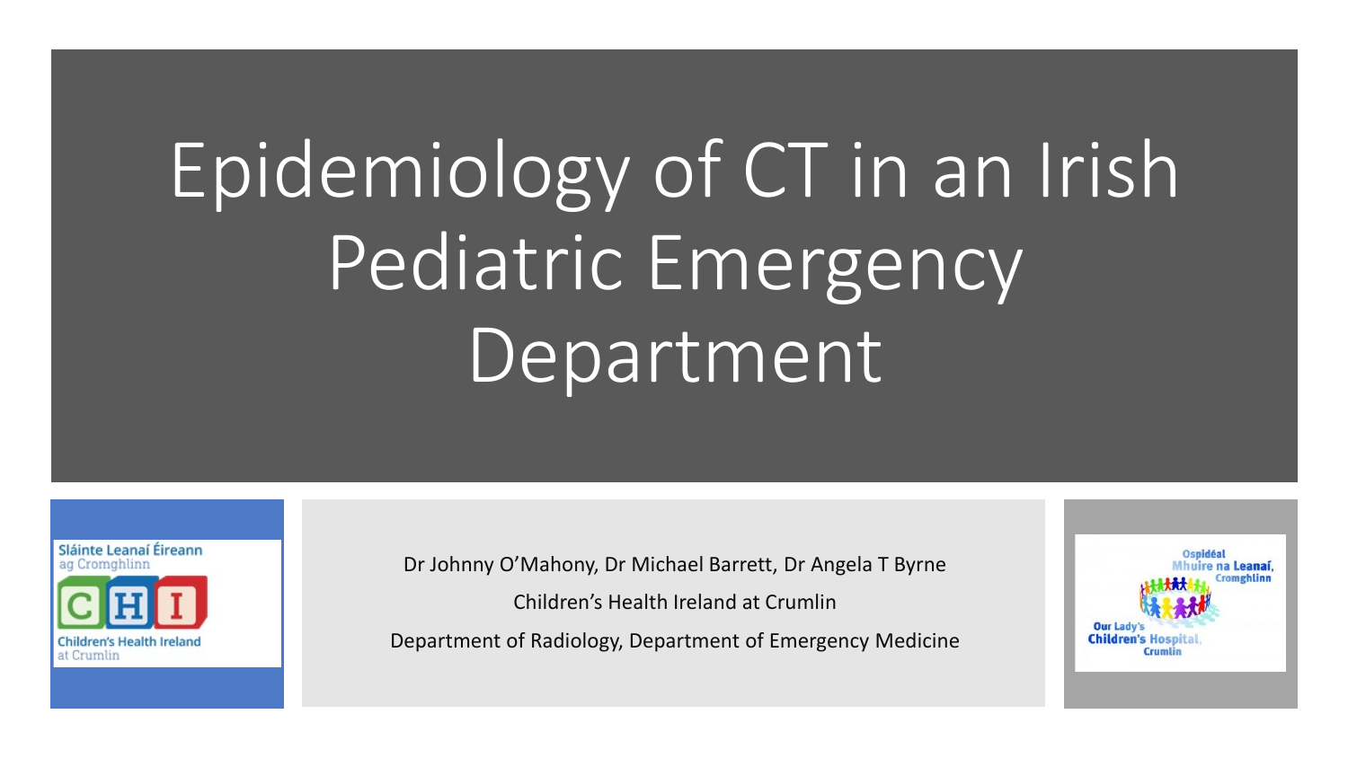# Epidemiology of CT in an Irish Pediatric Emergency Department

Sláinte Leanaí Éireann ag Cromghlinn

Children's Health Ireland at Crumlin

Dr Johnny O'Mahony, Dr Michael Barrett, Dr Angela T Byrne

Children's Health Ireland at Crumlin

Department of Radiology, Department of Emergency Medicine

Ospidéal Mhuire na Leanaí, Cromghlinn

Our Lady's Children's Hospital, Crumlin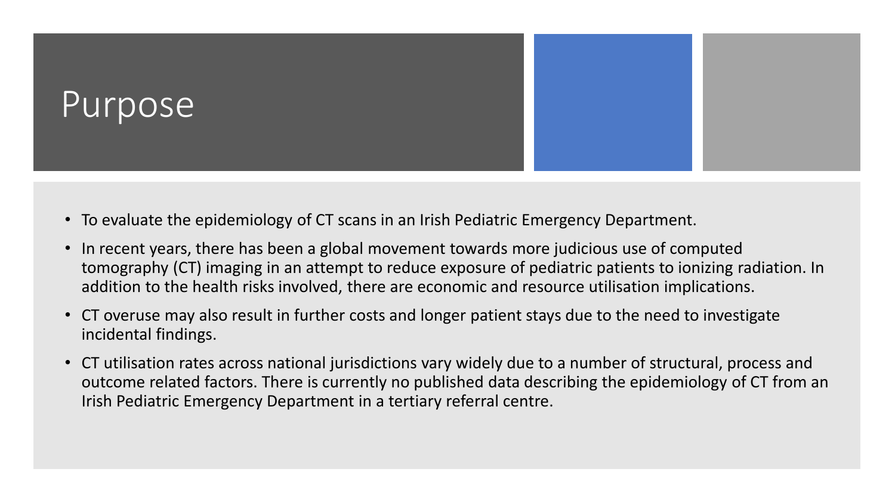# Purpose

- To evaluate the epidemiology of CT scans in an Irish Pediatric Emergency Department.
- In recent years, there has been a global movement towards more judicious use of computed tomography (CT) imaging in an attempt to reduce exposure of pediatric patients to ionizing radiation. In addition to the health risks involved, there are economic and resource utilisation implications.
- CT overuse may also result in further costs and longer patient stays due to the need to investigate incidental findings.
- CT utilisation rates across national jurisdictions vary widely due to a number of structural, process and outcome related factors. There is currently no published data describing the epidemiology of CT from an Irish Pediatric Emergency Department in a tertiary referral centre.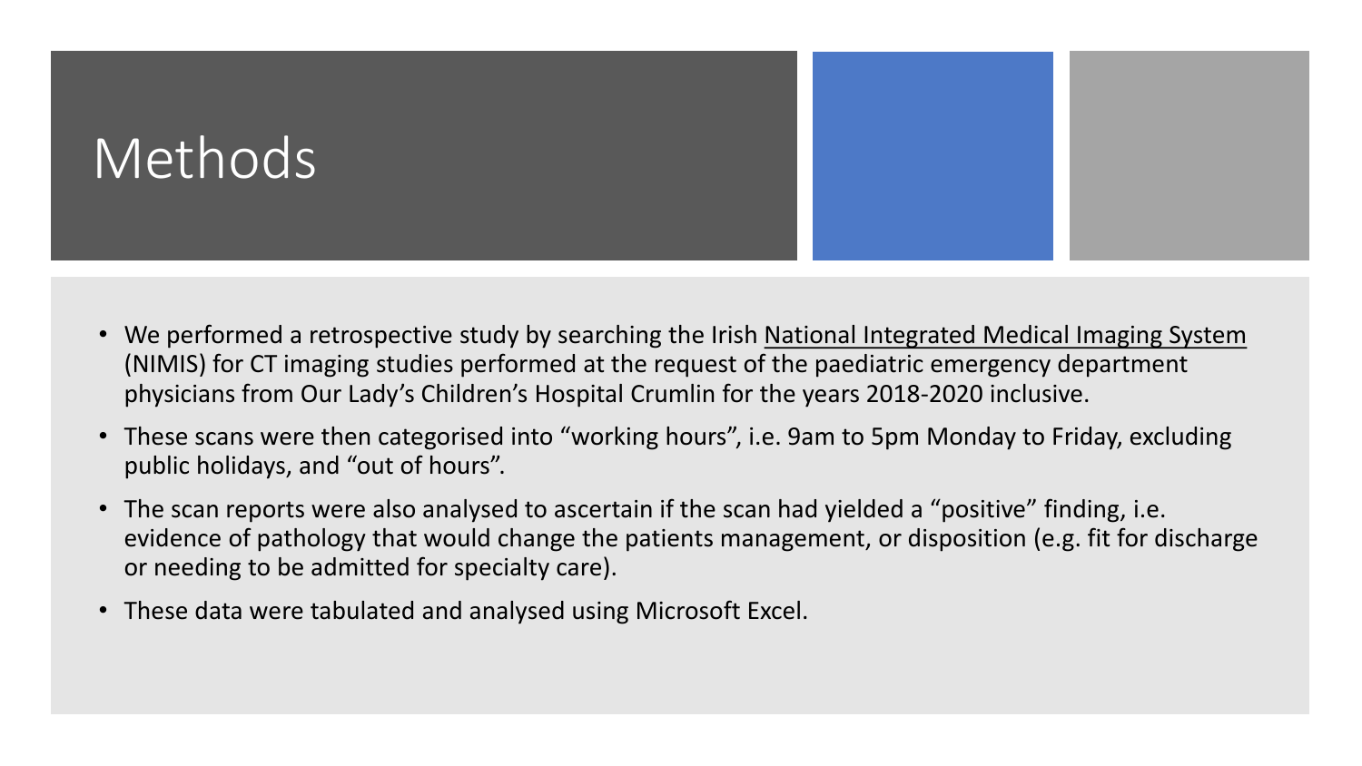# Methods

- We performed a retrospective study by searching the Irish National Integrated Medical Imaging System (NIMIS) for CT imaging studies performed at the request of the paediatric emergency department physicians from Our Lady's Children's Hospital Crumlin for the years 2018-2020 inclusive.
- These scans were then categorised into "working hours", i.e. 9am to 5pm Monday to Friday, excluding public holidays, and "out of hours".
- The scan reports were also analysed to ascertain if the scan had yielded a "positive" finding, i.e. evidence of pathology that would change the patients management, or disposition (e.g. fit for discharge or needing to be admitted for specialty care).
- These data were tabulated and analysed using Microsoft Excel.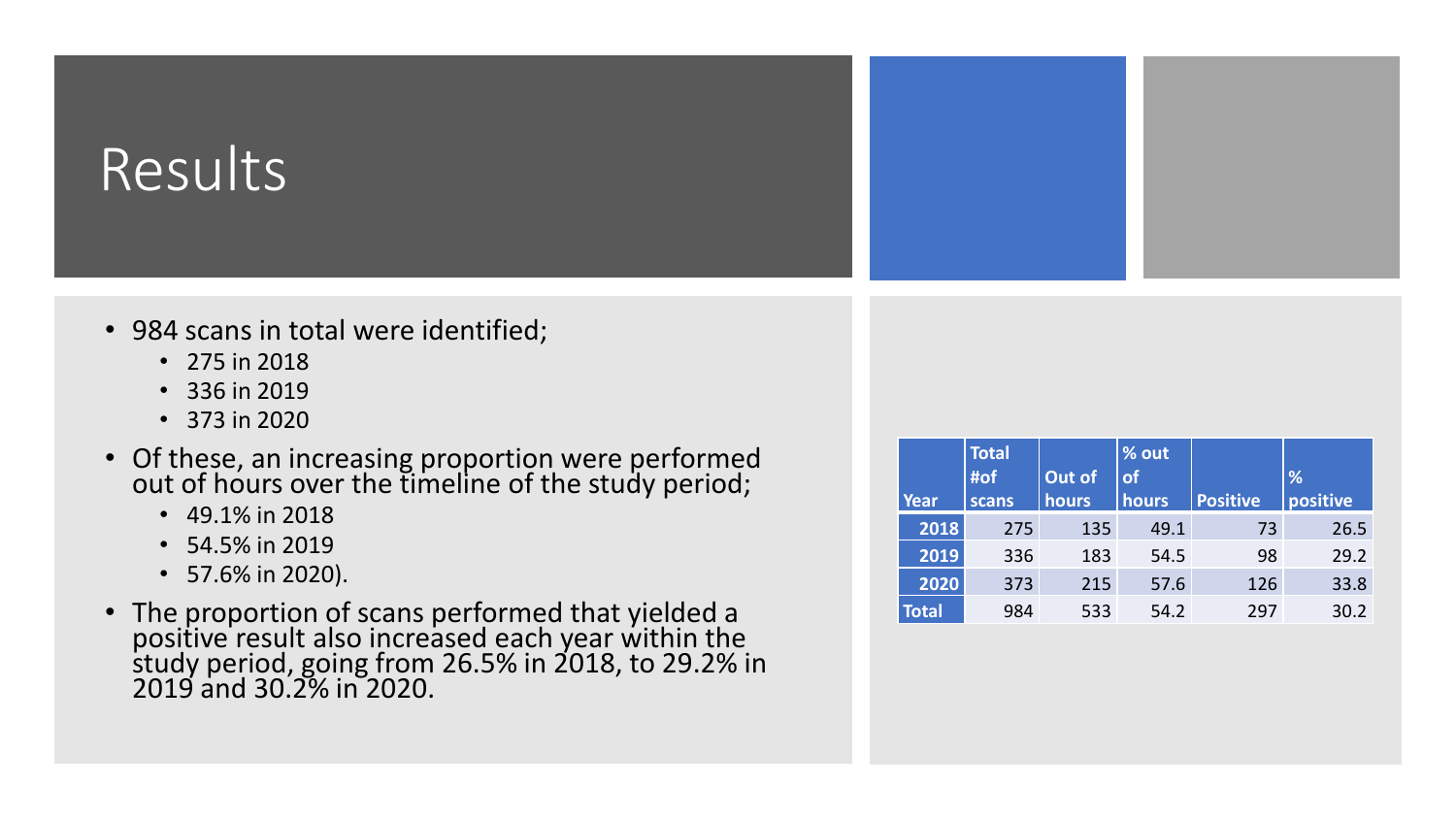# Results

- 984 scans in total were identified;
  - 275 in 2018
  - 336 in 2019
  - 373 in 2020
- Of these, an increasing proportion were performed out of hours over the timeline of the study period;
  - 49.1% in 2018
  - 54.5% in 2019
  - 57.6% in 2020).
- The proportion of scans performed that yielded a positive result also increased each year within the study period, going from 26.5% in 2018, to 29.2% in 2019 and 30.2% in 2020.

| Year | Total #of scans | Out of hours | % out of hours | Positive | % positive |
|---|---|---|---|---|---|
| 2018 | 275 | 135 | 49.1 | 73 | 26.5 |
| 2019 | 336 | 183 | 54.5 | 98 | 29.2 |
| 2020 | 373 | 215 | 57.6 | 126 | 33.8 |
| Total | 984 | 533 | 54.2 | 297 | 30.2 |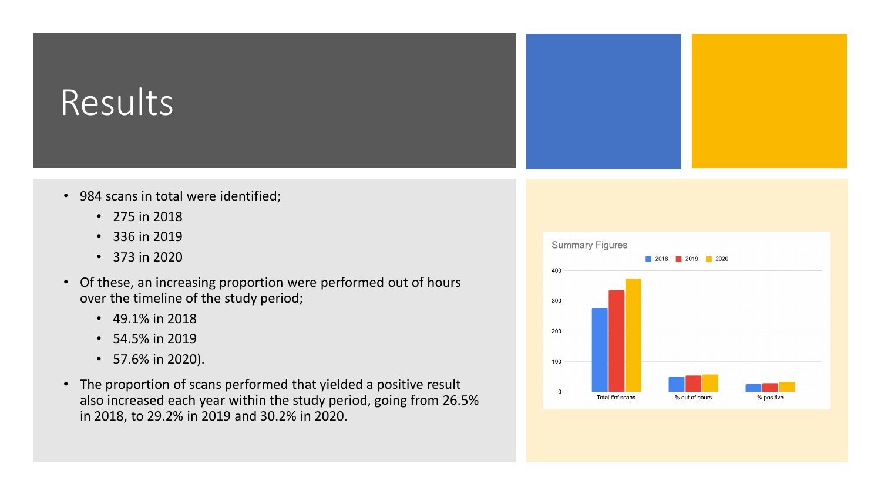# Results

- 984 scans in total were identified;
  - 275 in 2018
  - 336 in 2019
  - 373 in 2020
- Of these, an increasing proportion were performed out of hours over the timeline of the study period;
  - 49.1% in 2018
  - 54.5% in 2019
  - 57.6% in 2020).
- The proportion of scans performed that yielded a positive result also increased each year within the study period, going from 26.5% in 2018, to 29.2% in 2019 and 30.2% in 2020.

Summary Figures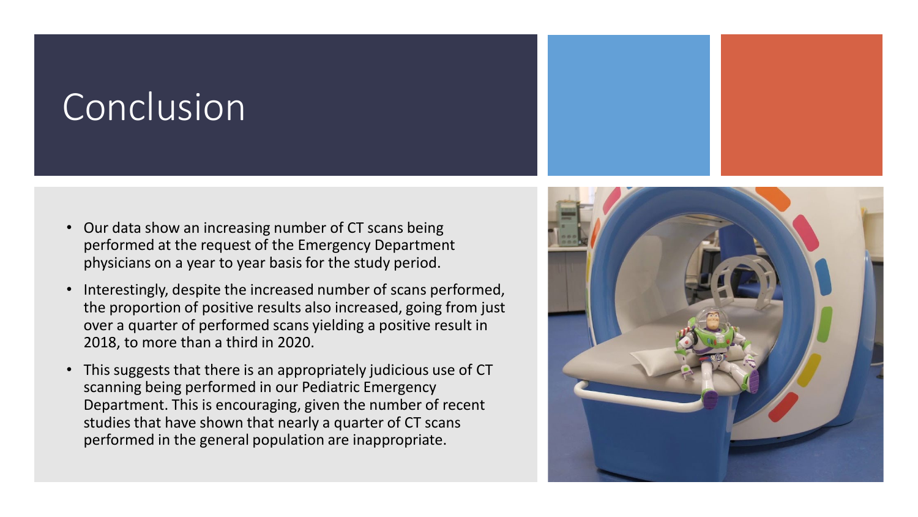# Conclusion

- Our data show an increasing number of CT scans being performed at the request of the Emergency Department physicians on a year to year basis for the study period.
- Interestingly, despite the increased number of scans performed, the proportion of positive results also increased, going from just over a quarter of performed scans yielding a positive result in 2018, to more than a third in 2020.
- This suggests that there is an appropriately judicious use of CT scanning being performed in our Pediatric Emergency Department. This is encouraging, given the number of recent studies that have shown that nearly a quarter of CT scans performed in the general population are inappropriate.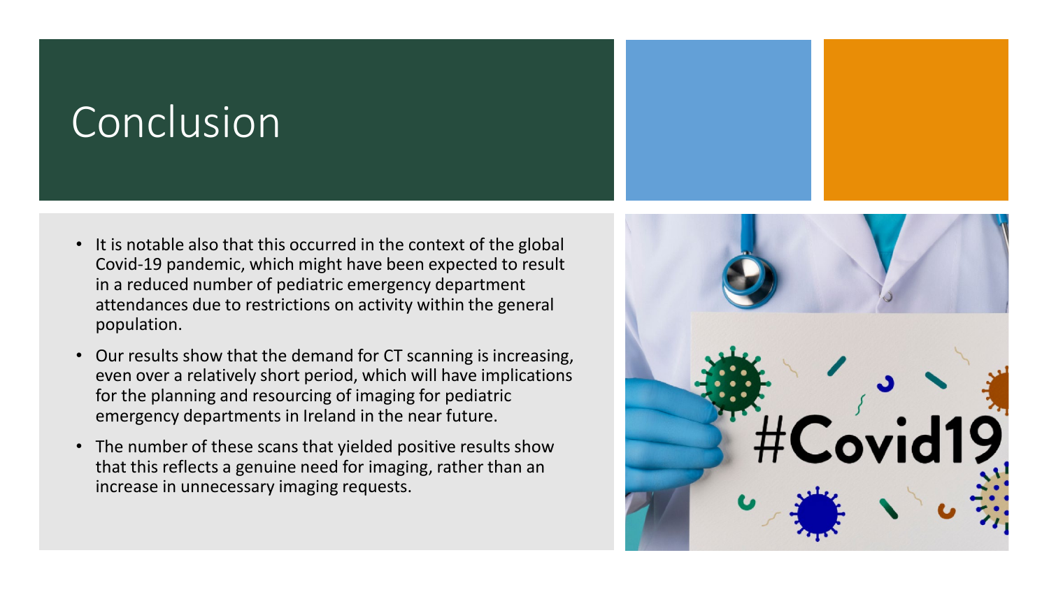# Conclusion

- It is notable also that this occurred in the context of the global Covid-19 pandemic, which might have been expected to result in a reduced number of pediatric emergency department attendances due to restrictions on activity within the general population.
- Our results show that the demand for CT scanning is increasing, even over a relatively short period, which will have implications for the planning and resourcing of imaging for pediatric emergency departments in Ireland in the near future.
- The number of these scans that yielded positive results show that this reflects a genuine need for imaging, rather than an increase in unnecessary imaging requests.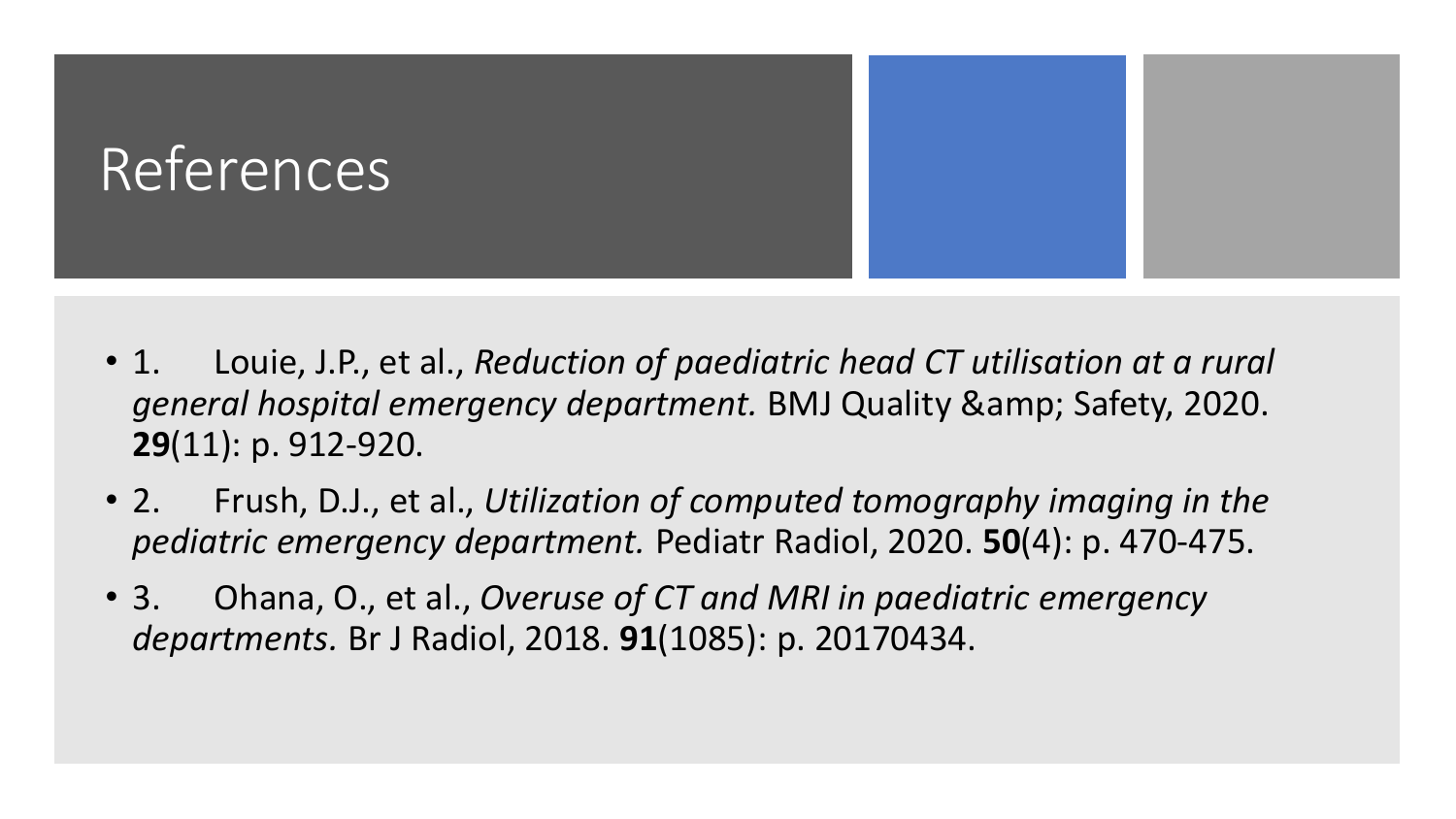# References

- 1. Louie, J.P., et al., *Reduction of paediatric head CT utilisation at a rural general hospital emergency department.* BMJ Quality &amp; Safety, 2020. **29**(11): p. 912-920.
- 2. Frush, D.J., et al., *Utilization of computed tomography imaging in the pediatric emergency department.* Pediatr Radiol, 2020. **50**(4): p. 470-475.
- 3. Ohana, O., et al., *Overuse of CT and MRI in paediatric emergency departments.* Br J Radiol, 2018. **91**(1085): p. 20170434.